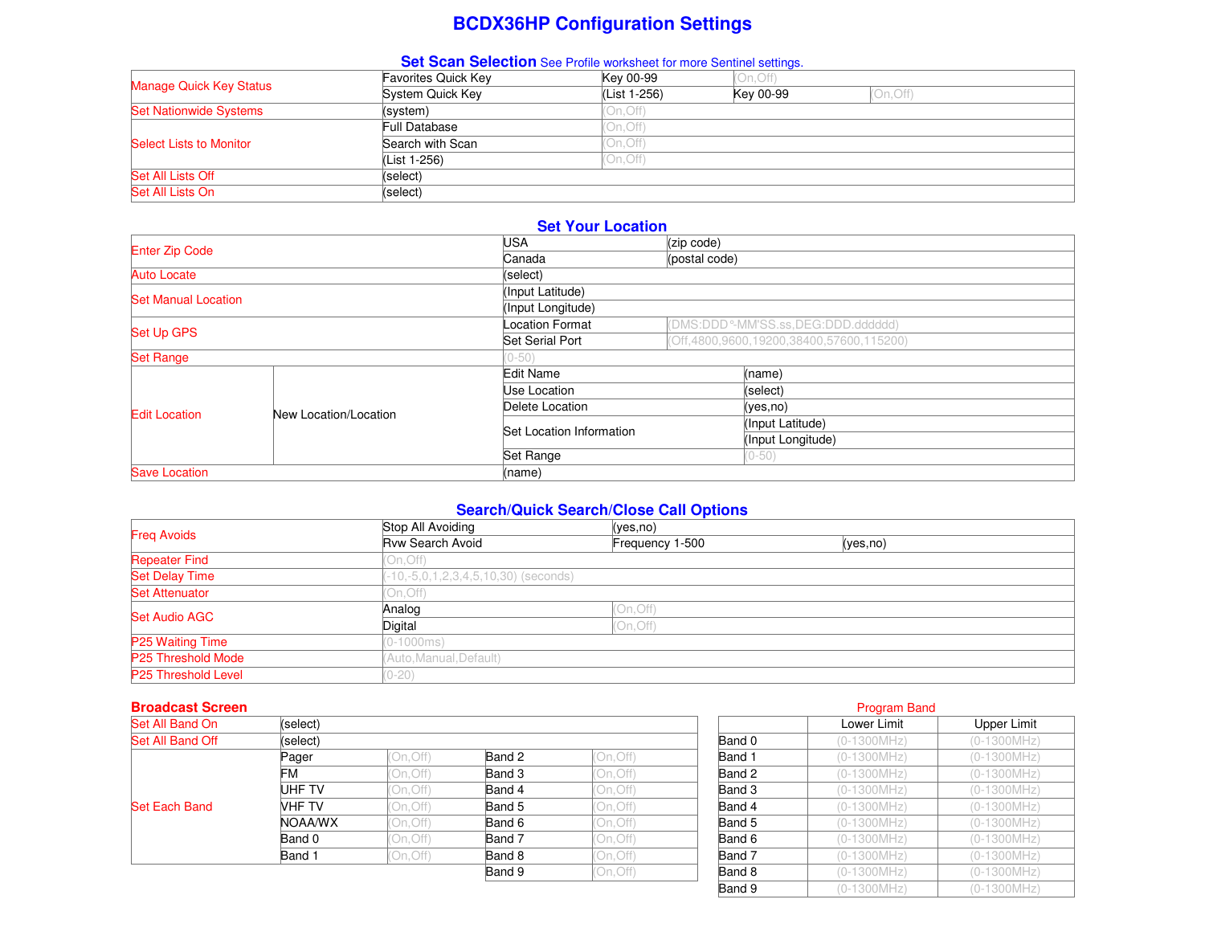# BCDX36HP Configuration Settings

## Set Scan Selection
See Profile worksheet for more Sentinel settings.

| | | | | |
|---|---|---|---|---|
| Manage Quick Key Status | Favorites Quick Key | Key 00-99 | (On,Off) | |
| | System Quick Key | (List 1-256) | Key 00-99 | (On,Off) |
| Set Nationwide Systems | (system) | (On,Off) | | |
| Select Lists to Monitor | Full Database | (On,Off) | | |
| | Search with Scan | (On,Off) | | |
| | (List 1-256) | (On,Off) | | |
| Set All Lists Off | (select) | | | |
| Set All Lists On | (select) | | | |

## Set Your Location

| | | | |
|---|---|---|---|
| Enter Zip Code | | USA | (zip code) |
| | | Canada | (postal code) |
| Auto Locate | | (select) | |
| Set Manual Location | | (Input Latitude) | |
| | | (Input Longitude) | |
| Set Up GPS | | Location Format | (DMS:DDD°-MM'SS.ss,DEG:DDD.dddddd) |
| | | Set Serial Port | (Off,4800,9600,19200,38400,57600,115200) |
| Set Range | | (0-50) | |
| Edit Location | New Location/Location | Edit Name | (name) |
| | | Use Location | (select) |
| | | Delete Location | (yes,no) |
| | | Set Location Information | (Input Latitude) |
| | | | (Input Longitude) |
| | | Set Range | (0-50) |
| Save Location | | (name) | |

## Search/Quick Search/Close Call Options

| | | | |
|---|---|---|---|
| Freq Avoids | Stop All Avoiding | (yes,no) | |
| | Rvw Search Avoid | Frequency 1-500 | (yes,no) |
| Repeater Find | (On,Off) | | |
| Set Delay Time | (-10,-5,0,1,2,3,4,5,10,30) (seconds) | | |
| Set Attenuator | (On,Off) | | |
| Set Audio AGC | Analog | (On,Off) | |
| | Digital | (On,Off) | |
| P25 Waiting Time | (0-1000ms) | | |
| P25 Threshold Mode | (Auto,Manual,Default) | | |
| P25 Threshold Level | (0-20) | | |

## Broadcast Screen

| | | | | |
|---|---|---|---|---|
| Set All Band On | (select) | | | |
| Set All Band Off | (select) | | | |
| Set Each Band | Pager | (On,Off) | Band 2 | (On,Off) |
| | FM | (On,Off) | Band 3 | (On,Off) |
| | UHF TV | (On,Off) | Band 4 | (On,Off) |
| | VHF TV | (On,Off) | Band 5 | (On,Off) |
| | NOAA/WX | (On,Off) | Band 6 | (On,Off) |
| | Band 0 | (On,Off) | Band 7 | (On,Off) |
| | Band 1 | (On,Off) | Band 8 | (On,Off) |
| | | | Band 9 | (On,Off) |

### Program Band

| | Lower Limit | Upper Limit |
|---|---|---|
| Band 0 | (0-1300MHz) | (0-1300MHz) |
| Band 1 | (0-1300MHz) | (0-1300MHz) |
| Band 2 | (0-1300MHz) | (0-1300MHz) |
| Band 3 | (0-1300MHz) | (0-1300MHz) |
| Band 4 | (0-1300MHz) | (0-1300MHz) |
| Band 5 | (0-1300MHz) | (0-1300MHz) |
| Band 6 | (0-1300MHz) | (0-1300MHz) |
| Band 7 | (0-1300MHz) | (0-1300MHz) |
| Band 8 | (0-1300MHz) | (0-1300MHz) |
| Band 9 | (0-1300MHz) | (0-1300MHz) |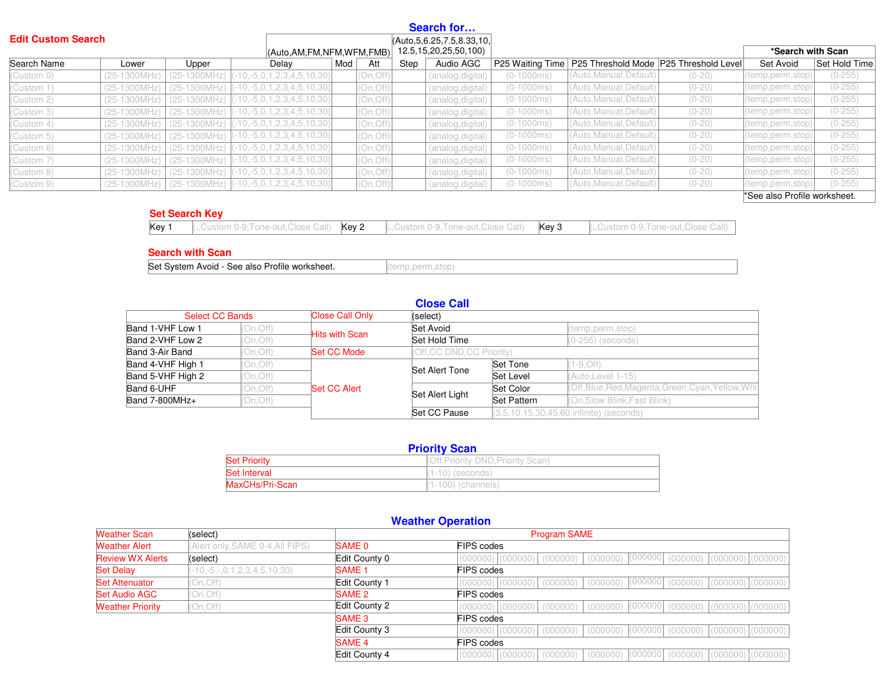## Edit Custom Search

### Search for...

| Search Name | Lower | Upper | Delay | Mod | Att | Step | Audio AGC | P25 Waiting Time | P25 Threshold Mode | P25 Threshold Level | *Search with Scan | |
|---|---|---|---|---|---|---|---|---|---|---|---|---|
| | | | | (Auto,AM,FM,NFM,WFM,FMB) | | (Auto,5,6.25,7.5,8.33,10,12.5,15,20,25,50,100) | | | | | Set Avoid | Set Hold Time |
| (Custom 0) | (25-1300MHz) | (25-1300MHz) | (-10,-5,0,1,2,3,4,5,10,30) | | (On,Off) | | (analog,digital) | (0-1000ms) | (Auto,Manual,Default) | (0-20) | (temp,perm,stop) | (0-255) |
| (Custom 1) | (25-1300MHz) | (25-1300MHz) | (-10,-5,0,1,2,3,4,5,10,30) | | (On,Off) | | (analog,digital) | (0-1000ms) | (Auto,Manual,Default) | (0-20) | (temp,perm,stop) | (0-255) |
| (Custom 2) | (25-1300MHz) | (25-1300MHz) | (-10,-5,0,1,2,3,4,5,10,30) | | (On,Off) | | (analog,digital) | (0-1000ms) | (Auto,Manual,Default) | (0-20) | (temp,perm,stop) | (0-255) |
| (Custom 3) | (25-1300MHz) | (25-1300MHz) | (-10,-5,0,1,2,3,4,5,10,30) | | (On,Off) | | (analog,digital) | (0-1000ms) | (Auto,Manual,Default) | (0-20) | (temp,perm,stop) | (0-255) |
| (Custom 4) | (25-1300MHz) | (25-1300MHz) | (-10,-5,0,1,2,3,4,5,10,30) | | (On,Off) | | (analog,digital) | (0-1000ms) | (Auto,Manual,Default) | (0-20) | (temp,perm,stop) | (0-255) |
| (Custom 5) | (25-1300MHz) | (25-1300MHz) | (-10,-5,0,1,2,3,4,5,10,30) | | (On,Off) | | (analog,digital) | (0-1000ms) | (Auto,Manual,Default) | (0-20) | (temp,perm,stop) | (0-255) |
| (Custom 6) | (25-1300MHz) | (25-1300MHz) | (-10,-5,0,1,2,3,4,5,10,30) | | (On,Off) | | (analog,digital) | (0-1000ms) | (Auto,Manual,Default) | (0-20) | (temp,perm,stop) | (0-255) |
| (Custom 7) | (25-1300MHz) | (25-1300MHz) | (-10,-5,0,1,2,3,4,5,10,30) | | (On,Off) | | (analog,digital) | (0-1000ms) | (Auto,Manual,Default) | (0-20) | (temp,perm,stop) | (0-255) |
| (Custom 8) | (25-1300MHz) | (25-1300MHz) | (-10,-5,0,1,2,3,4,5,10,30) | | (On,Off) | | (analog,digital) | (0-1000ms) | (Auto,Manual,Default) | (0-20) | (temp,perm,stop) | (0-255) |
| (Custom 9) | (25-1300MHz) | (25-1300MHz) | (-10,-5,0,1,2,3,4,5,10,30) | | (On,Off) | | (analog,digital) | (0-1000ms) | (Auto,Manual,Default) | (0-20) | (temp,perm,stop) | (0-255) |

*See also Profile worksheet.

## Set Search Key

| Key 1 | (,,Custom 0-9,Tone-out,Close Call) | Key 2 | (,,Custom 0-9,Tone-out,Close Call) | Key 3 | (,,Custom 0-9,Tone-out,Close Call) |
|---|---|---|---|---|---|

## Search with Scan

| Set System Avoid - See also Profile worksheet. | (temp,perm,stop) |
|---|---|

## Close Call

| Select CC Bands | | Close Call Only | (select) | | |
|---|---|---|---|---|---|
| Band 1-VHF Low 1 | (On,Off) | Hits with Scan | Set Avoid | | (temp,perm,stop) |
| Band 2-VHF Low 2 | (On,Off) | | Set Hold Time | | (0-255) (seconds) |
| Band 3-Air Band | (On,Off) | Set CC Mode | (Off,CC DND,CC Priority) | | |
| Band 4-VHF High 1 | (On,Off) | Set CC Alert | Set Alert Tone | Set Tone | (1-9,Off) |
| Band 5-VHF High 2 | (On,Off) | | | Set Level | (Auto,Level 1-15) |
| Band 6-UHF | (On,Off) | | Set Alert Light | Set Color | (Off,Blue,Red,Magenta,Green,Cyan,Yellow,Whi |
| Band 7-800MHz+ | (On,Off) | | | Set Pattern | (On,Slow Blink,Fast Blink) |
| | | | Set CC Pause | (3,5,10,15,30,45,60,infinite) (seconds) | |

## Priority Scan

| Set Priority | (Off,Priority DND,Priority Scan) |
|---|---|
| Set Interval | (1-10) (seconds) |
| MaxCHs/Pri-Scan | (1-100) (channels) |

## Weather Operation

| Weather Scan | (select) |
|---|---|
| Weather Alert | (Alert only,SAME 0-4,All FIPS) |
| Review WX Alerts | (select) |
| Set Delay | (-10,-5,-,0,1,2,3,4,5,10,30) |
| Set Attenuator | (On,Off) |
| Set Audio AGC | (On,Off) |
| Weather Priority | (On,Off) |

| Program SAME | | | | | | | | |
|---|---|---|---|---|---|---|---|---|
| SAME 0 | FIPS codes | | | | | | | |
| Edit County 0 | (000000) | (000000) | (000000) | (000000) | (000000 | (000000) | (000000) | (000000) |
| SAME 1 | FIPS codes | | | | | | | |
| Edit County 1 | (000000) | (000000) | (000000) | (000000) | (000000 | (000000) | (000000) | (000000) |
| SAME 2 | FIPS codes | | | | | | | |
| Edit County 2 | (000000) | (000000) | (000000) | (000000) | (000000 | (000000) | (000000) | (000000) |
| SAME 3 | FIPS codes | | | | | | | |
| Edit County 3 | (000000) | (000000) | (000000) | (000000) | (000000 | (000000) | (000000) | (000000) |
| SAME 4 | FIPS codes | | | | | | | |
| Edit County 4 | (000000) | (000000) | (000000) | (000000) | (000000 | (000000) | (000000) | (000000) |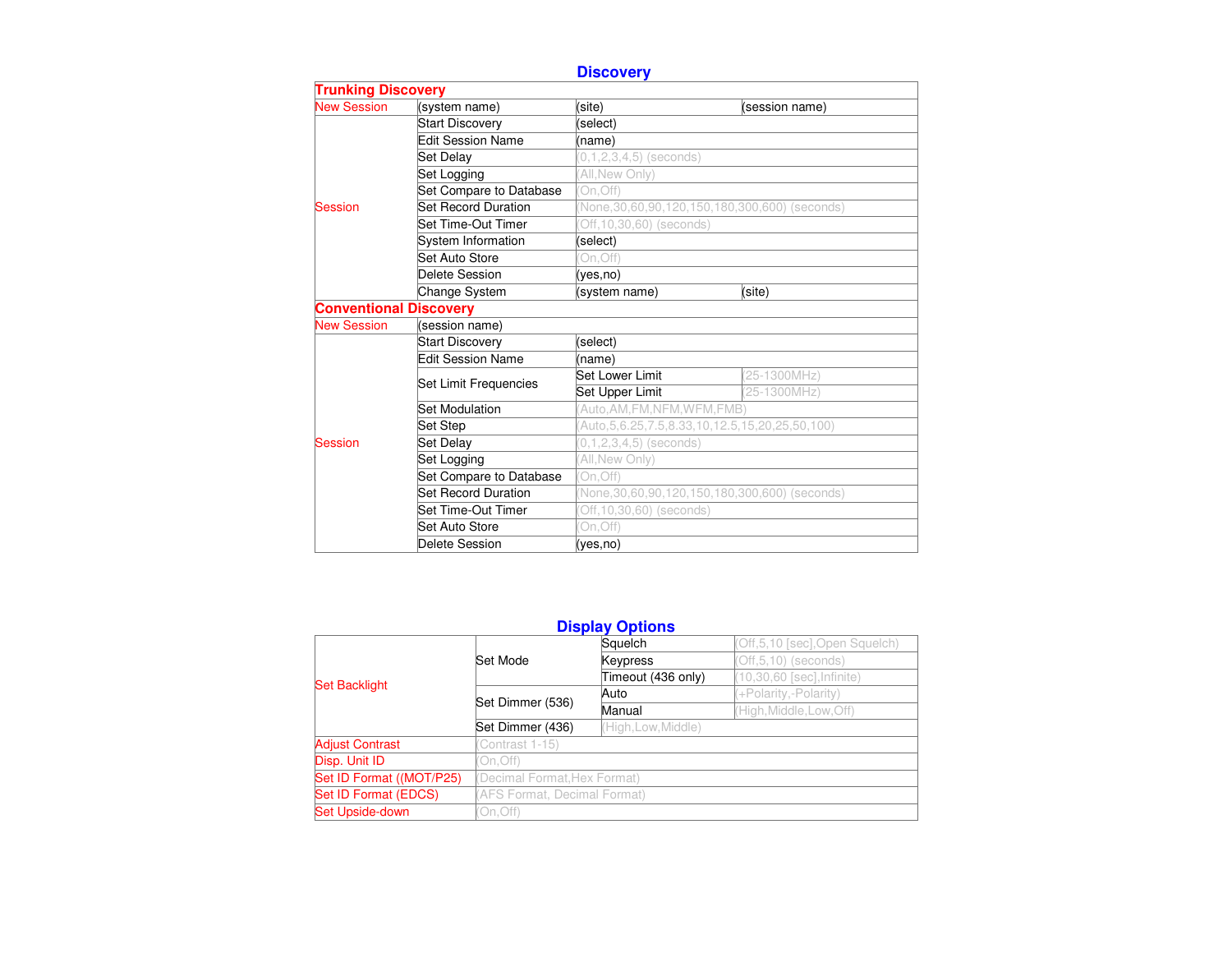## Discovery

| Trunking Discovery | | | |
|---|---|---|---|
| New Session | (system name) | (site) | (session name) |
| Session | Start Discovery | (select) | |
| | Edit Session Name | (name) | |
| | Set Delay | (0,1,2,3,4,5) (seconds) | |
| | Set Logging | (All,New Only) | |
| | Set Compare to Database | (On,Off) | |
| | Set Record Duration | (None,30,60,90,120,150,180,300,600) (seconds) | |
| | Set Time-Out Timer | (Off,10,30,60) (seconds) | |
| | System Information | (select) | |
| | Set Auto Store | (On,Off) | |
| | Delete Session | (yes,no) | |
| | Change System | (system name) | (site) |

| Conventional Discovery | | | |
|---|---|---|---|
| New Session | (session name) | | |
| Session | Start Discovery | (select) | |
| | Edit Session Name | (name) | |
| | Set Limit Frequencies | Set Lower Limit | (25-1300MHz) |
| | | Set Upper Limit | (25-1300MHz) |
| | Set Modulation | (Auto,AM,FM,NFM,WFM,FMB) | |
| | Set Step | (Auto,5,6.25,7.5,8.33,10,12.5,15,20,25,50,100) | |
| | Set Delay | (0,1,2,3,4,5) (seconds) | |
| | Set Logging | (All,New Only) | |
| | Set Compare to Database | (On,Off) | |
| | Set Record Duration | (None,30,60,90,120,150,180,300,600) (seconds) | |
| | Set Time-Out Timer | (Off,10,30,60) (seconds) | |
| | Set Auto Store | (On,Off) | |
| | Delete Session | (yes,no) | |

## Display Options

| | | | |
|---|---|---|---|
| Set Backlight | Set Mode | Squelch | (Off,5,10 [sec],Open Squelch) |
| | | Keypress | (Off,5,10) (seconds) |
| | | Timeout (436 only) | (10,30,60 [sec],Infinite) |
| | Set Dimmer (536) | Auto | (+Polarity,-Polarity) |
| | | Manual | (High,Middle,Low,Off) |
| | Set Dimmer (436) | (High,Low,Middle) | |
| Adjust Contrast | (Contrast 1-15) | | |
| Disp. Unit ID | (On,Off) | | |
| Set ID Format ((MOT/P25) | (Decimal Format,Hex Format) | | |
| Set ID Format (EDCS) | (AFS Format, Decimal Format) | | |
| Set Upside-down | (On,Off) | | |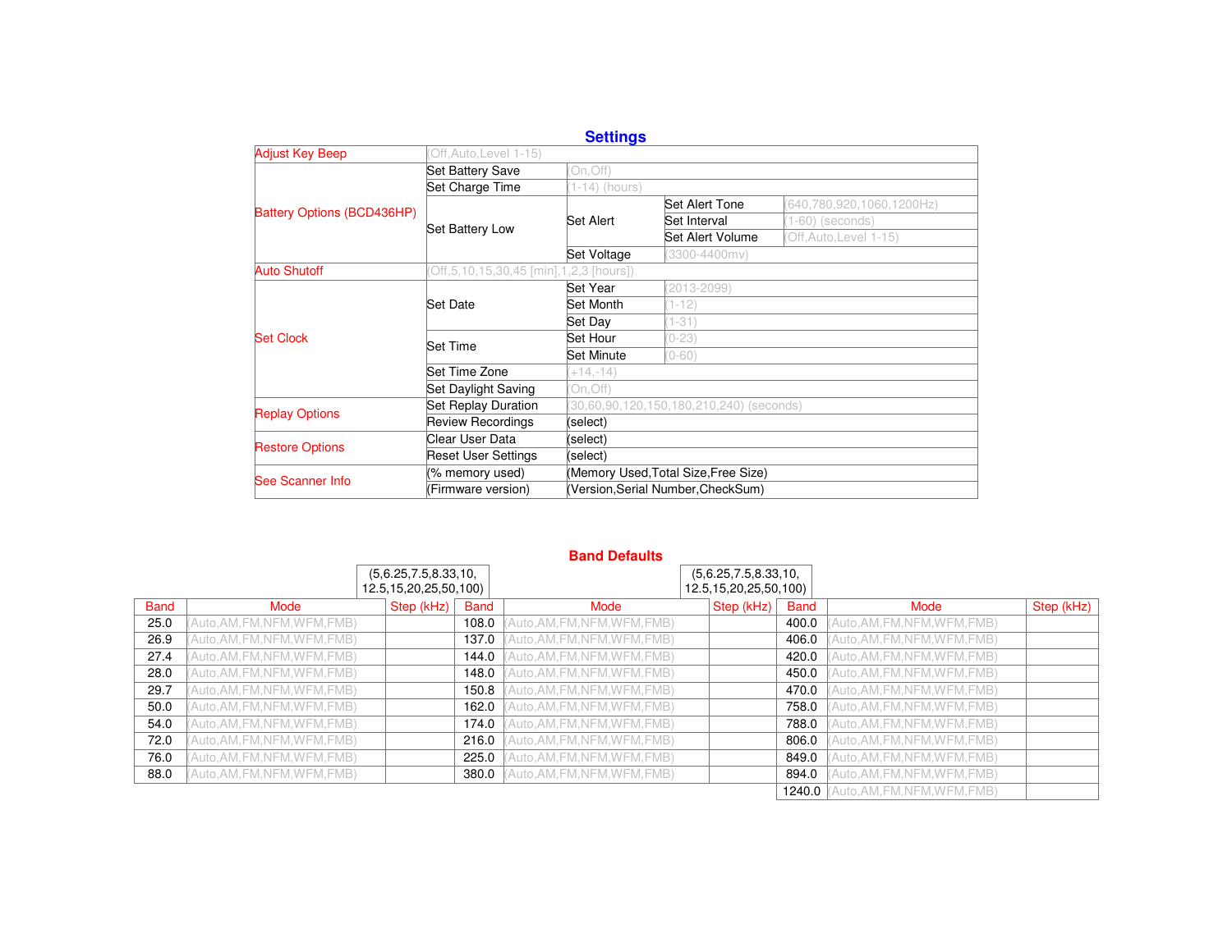## Settings

| | | | | |
|---|---|---|---|---|
| Adjust Key Beep | (Off,Auto,Level 1-15) | | | |
| Battery Options (BCD436HP) | Set Battery Save | (On,Off) | | |
| | Set Charge Time | (1-14) (hours) | | |
| | Set Battery Low | Set Alert | Set Alert Tone | (640,780,920,1060,1200Hz) |
| | | | Set Interval | (1-60) (seconds) |
| | | | Set Alert Volume | (Off,Auto,Level 1-15) |
| | | Set Voltage | (3300-4400mv) | |
| Auto Shutoff | (Off,5,10,15,30,45 [min],1,2,3 [hours]) | | | |
| Set Clock | Set Date | Set Year | (2013-2099) | |
| | | Set Month | (1-12) | |
| | | Set Day | (1-31) | |
| | Set Time | Set Hour | (0-23) | |
| | | Set Minute | (0-60) | |
| | Set Time Zone | (+14,-14) | | |
| | Set Daylight Saving | (On,Off) | | |
| Replay Options | Set Replay Duration | (30,60,90,120,150,180,210,240) (seconds) | | |
| | Review Recordings | (select) | | |
| Restore Options | Clear User Data | (select) | | |
| | Reset User Settings | (select) | | |
| See Scanner Info | (% memory used) | (Memory Used,Total Size,Free Size) | | |
| | (Firmware version) | (Version,Serial Number,CheckSum) | | |

## Band Defaults

| | | (5,6.25,7.5,8.33,10, 12.5,15,20,25,50,100) | | | (5,6.25,7.5,8.33,10, 12.5,15,20,25,50,100) | | | |
|---|---|---|---|---|---|---|---|---|
| Band | Mode | Step (kHz) | Band | Mode | Step (kHz) | Band | Mode | Step (kHz) |
| 25.0 | (Auto,AM,FM,NFM,WFM,FMB) | | 108.0 | (Auto,AM,FM,NFM,WFM,FMB) | | 400.0 | (Auto,AM,FM,NFM,WFM,FMB) | |
| 26.9 | (Auto,AM,FM,NFM,WFM,FMB) | | 137.0 | (Auto,AM,FM,NFM,WFM,FMB) | | 406.0 | (Auto,AM,FM,NFM,WFM,FMB) | |
| 27.4 | (Auto,AM,FM,NFM,WFM,FMB) | | 144.0 | (Auto,AM,FM,NFM,WFM,FMB) | | 420.0 | (Auto,AM,FM,NFM,WFM,FMB) | |
| 28.0 | (Auto,AM,FM,NFM,WFM,FMB) | | 148.0 | (Auto,AM,FM,NFM,WFM,FMB) | | 450.0 | (Auto,AM,FM,NFM,WFM,FMB) | |
| 29.7 | (Auto,AM,FM,NFM,WFM,FMB) | | 150.8 | (Auto,AM,FM,NFM,WFM,FMB) | | 470.0 | (Auto,AM,FM,NFM,WFM,FMB) | |
| 50.0 | (Auto,AM,FM,NFM,WFM,FMB) | | 162.0 | (Auto,AM,FM,NFM,WFM,FMB) | | 758.0 | (Auto,AM,FM,NFM,WFM,FMB) | |
| 54.0 | (Auto,AM,FM,NFM,WFM,FMB) | | 174.0 | (Auto,AM,FM,NFM,WFM,FMB) | | 788.0 | (Auto,AM,FM,NFM,WFM,FMB) | |
| 72.0 | (Auto,AM,FM,NFM,WFM,FMB) | | 216.0 | (Auto,AM,FM,NFM,WFM,FMB) | | 806.0 | (Auto,AM,FM,NFM,WFM,FMB) | |
| 76.0 | (Auto,AM,FM,NFM,WFM,FMB) | | 225.0 | (Auto,AM,FM,NFM,WFM,FMB) | | 849.0 | (Auto,AM,FM,NFM,WFM,FMB) | |
| 88.0 | (Auto,AM,FM,NFM,WFM,FMB) | | 380.0 | (Auto,AM,FM,NFM,WFM,FMB) | | 894.0 | (Auto,AM,FM,NFM,WFM,FMB) | |
| | | | | | | 1240.0 | (Auto,AM,FM,NFM,WFM,FMB) | |